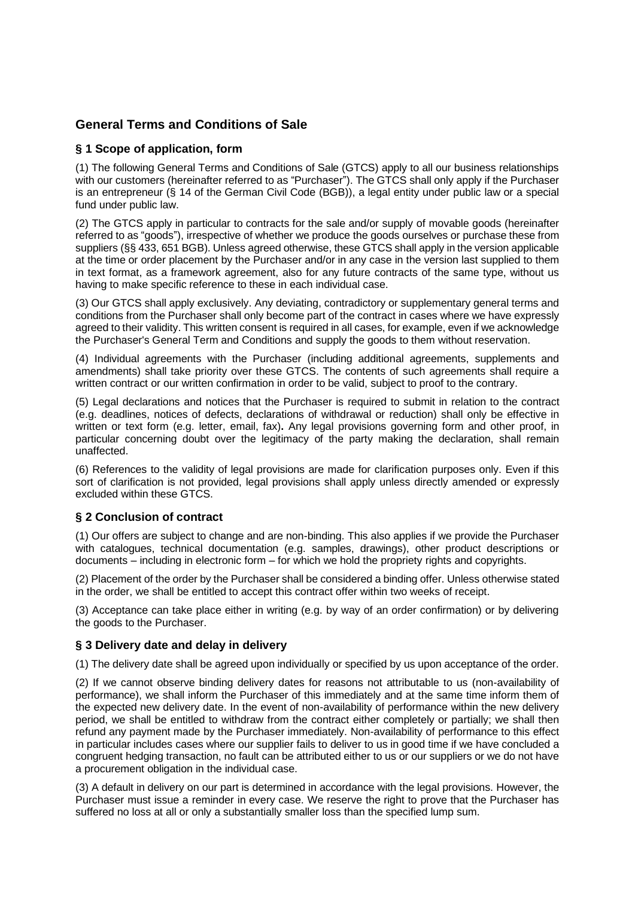## General Terms and Conditions of Sale

### § 1 Scope of application, form

(1) The following General Terms and Conditions of Sale (GTCS) apply to all our business relationships with our customers (hereinafter referred to as "Purchaser"). The GTCS shall only apply if the Purchaser is an entrepreneur (§ 14 of the German Civil Code (BGB)), a legal entity under public law or a special fund under public law.

(2) The GTCS apply in particular to contracts for the sale and/or supply of movable goods (hereinafter referred to as "goods"), irrespective of whether we produce the goods ourselves or purchase these from suppliers (§§ 433, 651 BGB). Unless agreed otherwise, these GTCS shall apply in the version applicable at the time or order placement by the Purchaser and/or in any case in the version last supplied to them in text format, as a framework agreement, also for any future contracts of the same type, without us having to make specific reference to these in each individual case.

(3) Our GTCS shall apply exclusively. Any deviating, contradictory or supplementary general terms and conditions from the Purchaser shall only become part of the contract in cases where we have expressly agreed to their validity. This written consent is required in all cases, for example, even if we acknowledge the Purchaser's General Term and Conditions and supply the goods to them without reservation.

(4) Individual agreements with the Purchaser (including additional agreements, supplements and amendments) shall take priority over these GTCS. The contents of such agreements shall require a written contract or our written confirmation in order to be valid, subject to proof to the contrary.

(5) Legal declarations and notices that the Purchaser is required to submit in relation to the contract (e.g. deadlines, notices of defects, declarations of withdrawal or reduction) shall only be effective in written or text form (e.g. letter, email, fax). Any legal provisions governing form and other proof, in particular concerning doubt over the legitimacy of the party making the declaration, shall remain unaffected.

(6) References to the validity of legal provisions are made for clarification purposes only. Even if this sort of clarification is not provided, legal provisions shall apply unless directly amended or expressly excluded within these GTCS.

### § 2 Conclusion of contract

(1) Our offers are subject to change and are non-binding. This also applies if we provide the Purchaser with catalogues, technical documentation (e.g. samples, drawings), other product descriptions or documents – including in electronic form – for which we hold the propriety rights and copyrights.

(2) Placement of the order by the Purchaser shall be considered a binding offer. Unless otherwise stated in the order, we shall be entitled to accept this contract offer within two weeks of receipt.

(3) Acceptance can take place either in writing (e.g. by way of an order confirmation) or by delivering the goods to the Purchaser.

### § 3 Delivery date and delay in delivery

(1) The delivery date shall be agreed upon individually or specified by us upon acceptance of the order.

(2) If we cannot observe binding delivery dates for reasons not attributable to us (non-availability of performance), we shall inform the Purchaser of this immediately and at the same time inform them of the expected new delivery date. In the event of non-availability of performance within the new delivery period, we shall be entitled to withdraw from the contract either completely or partially; we shall then refund any payment made by the Purchaser immediately. Non-availability of performance to this effect in particular includes cases where our supplier fails to deliver to us in good time if we have concluded a congruent hedging transaction, no fault can be attributed either to us or our suppliers or we do not have a procurement obligation in the individual case.

(3) A default in delivery on our part is determined in accordance with the legal provisions. However, the Purchaser must issue a reminder in every case. We reserve the right to prove that the Purchaser has suffered no loss at all or only a substantially smaller loss than the specified lump sum.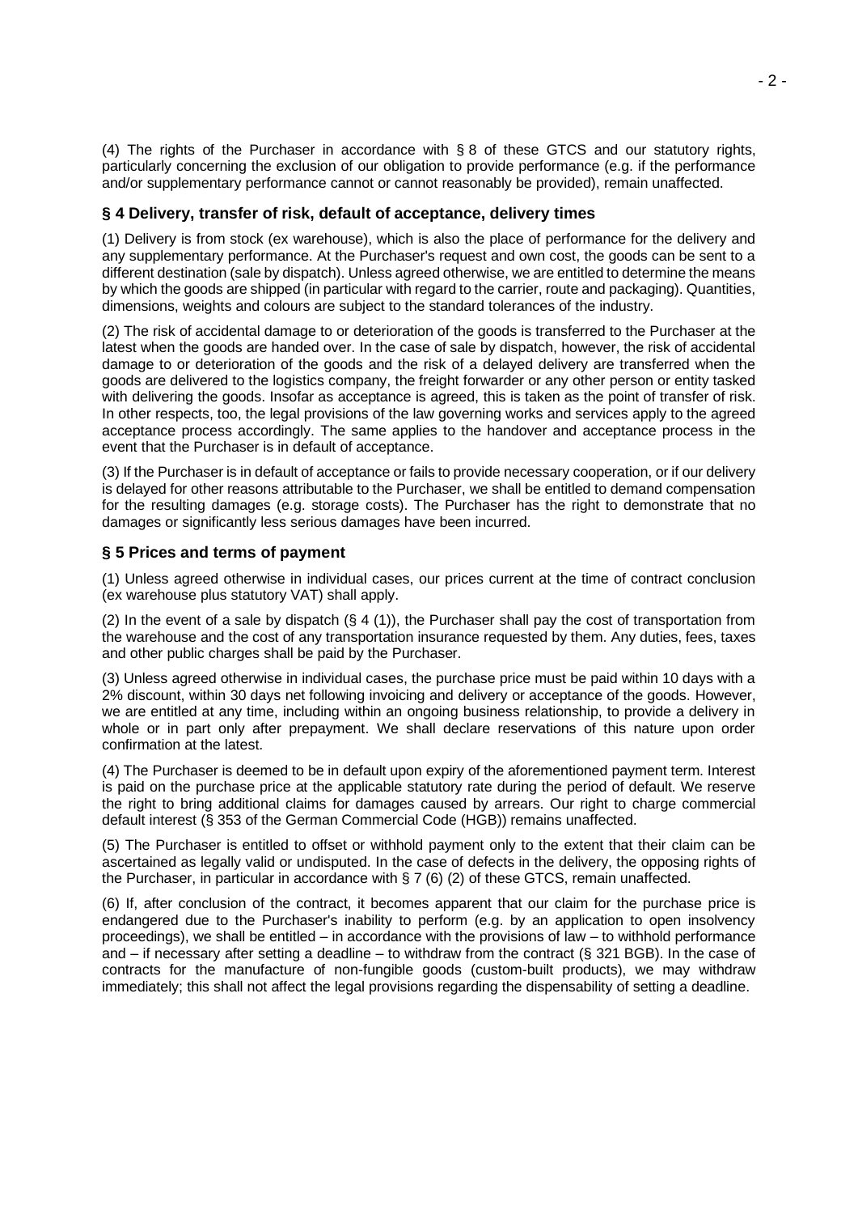(4) The rights of the Purchaser in accordance with § 8 of these GTCS and our statutory rights, particularly concerning the exclusion of our obligation to provide performance (e.g. if the performance and/or supplementary performance cannot or cannot reasonably be provided), remain unaffected.

## § 4 Delivery, transfer of risk, default of acceptance, delivery times

(1) Delivery is from stock (ex warehouse), which is also the place of performance for the delivery and any supplementary performance. At the Purchaser's request and own cost, the goods can be sent to a different destination (sale by dispatch). Unless agreed otherwise, we are entitled to determine the means by which the goods are shipped (in particular with regard to the carrier, route and packaging). Quantities, dimensions, weights and colours are subject to the standard tolerances of the industry.

(2) The risk of accidental damage to or deterioration of the goods is transferred to the Purchaser at the latest when the goods are handed over. In the case of sale by dispatch, however, the risk of accidental damage to or deterioration of the goods and the risk of a delayed delivery are transferred when the goods are delivered to the logistics company, the freight forwarder or any other person or entity tasked with delivering the goods. Insofar as acceptance is agreed, this is taken as the point of transfer of risk. In other respects, too, the legal provisions of the law governing works and services apply to the agreed acceptance process accordingly. The same applies to the handover and acceptance process in the event that the Purchaser is in default of acceptance.

(3) If the Purchaser is in default of acceptance or fails to provide necessary cooperation, or if our delivery is delayed for other reasons attributable to the Purchaser, we shall be entitled to demand compensation for the resulting damages (e.g. storage costs). The Purchaser has the right to demonstrate that no damages or significantly less serious damages have been incurred.

## § 5 Prices and terms of payment

(1) Unless agreed otherwise in individual cases, our prices current at the time of contract conclusion (ex warehouse plus statutory VAT) shall apply.

(2) In the event of a sale by dispatch (§ 4 (1)), the Purchaser shall pay the cost of transportation from the warehouse and the cost of any transportation insurance requested by them. Any duties, fees, taxes and other public charges shall be paid by the Purchaser.

(3) Unless agreed otherwise in individual cases, the purchase price must be paid within 10 days with a 2% discount, within 30 days net following invoicing and delivery or acceptance of the goods. However, we are entitled at any time, including within an ongoing business relationship, to provide a delivery in whole or in part only after prepayment. We shall declare reservations of this nature upon order confirmation at the latest.

(4) The Purchaser is deemed to be in default upon expiry of the aforementioned payment term. Interest is paid on the purchase price at the applicable statutory rate during the period of default. We reserve the right to bring additional claims for damages caused by arrears. Our right to charge commercial default interest (§ 353 of the German Commercial Code (HGB)) remains unaffected.

(5) The Purchaser is entitled to offset or withhold payment only to the extent that their claim can be ascertained as legally valid or undisputed. In the case of defects in the delivery, the opposing rights of the Purchaser, in particular in accordance with § 7 (6) (2) of these GTCS, remain unaffected.

(6) If, after conclusion of the contract, it becomes apparent that our claim for the purchase price is endangered due to the Purchaser's inability to perform (e.g. by an application to open insolvency proceedings), we shall be entitled – in accordance with the provisions of law – to withhold performance and – if necessary after setting a deadline – to withdraw from the contract (§ 321 BGB). In the case of contracts for the manufacture of non-fungible goods (custom-built products), we may withdraw immediately; this shall not affect the legal provisions regarding the dispensability of setting a deadline.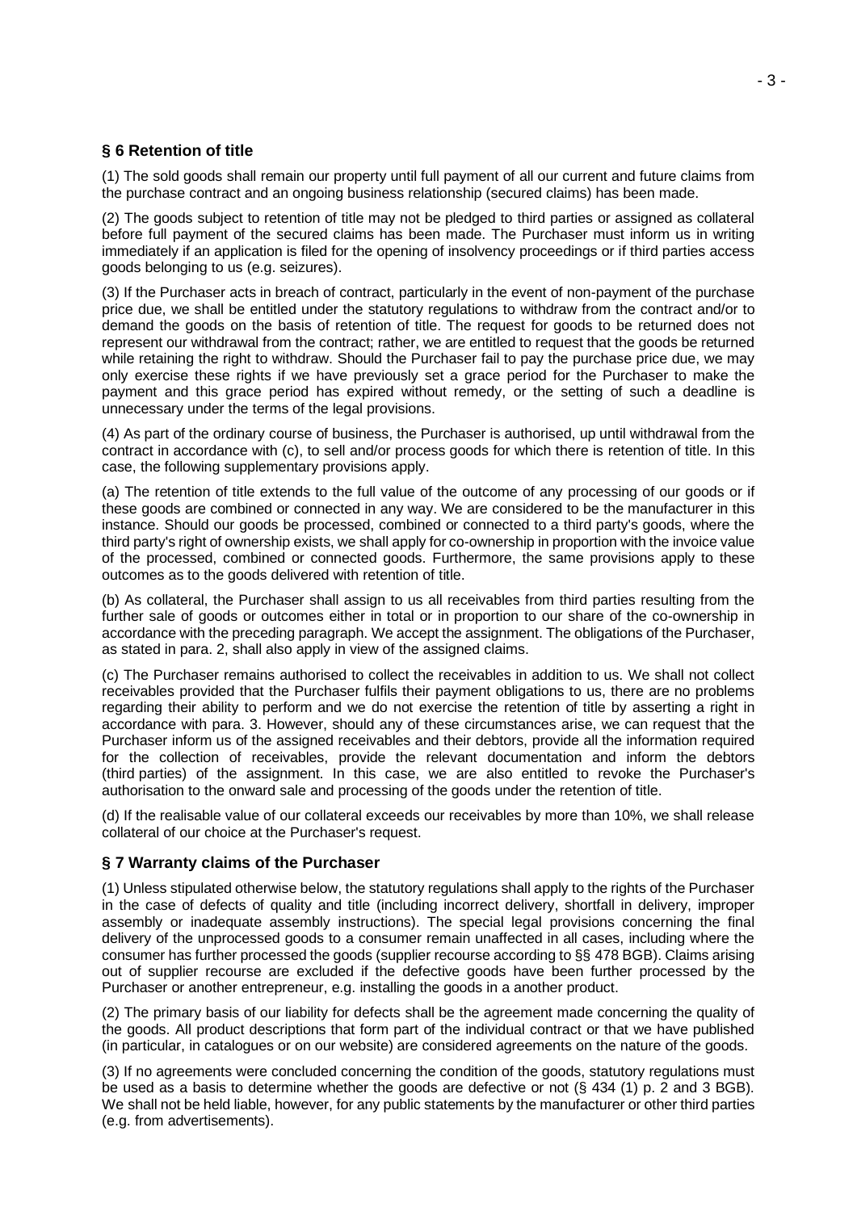## § 6 Retention of title

(1) The sold goods shall remain our property until full payment of all our current and future claims from the purchase contract and an ongoing business relationship (secured claims) has been made.

(2) The goods subject to retention of title may not be pledged to third parties or assigned as collateral before full payment of the secured claims has been made. The Purchaser must inform us in writing immediately if an application is filed for the opening of insolvency proceedings or if third parties access goods belonging to us (e.g. seizures).

(3) If the Purchaser acts in breach of contract, particularly in the event of non-payment of the purchase price due, we shall be entitled under the statutory regulations to withdraw from the contract and/or to demand the goods on the basis of retention of title. The request for goods to be returned does not represent our withdrawal from the contract; rather, we are entitled to request that the goods be returned while retaining the right to withdraw. Should the Purchaser fail to pay the purchase price due, we may only exercise these rights if we have previously set a grace period for the Purchaser to make the payment and this grace period has expired without remedy, or the setting of such a deadline is unnecessary under the terms of the legal provisions.

(4) As part of the ordinary course of business, the Purchaser is authorised, up until withdrawal from the contract in accordance with (c), to sell and/or process goods for which there is retention of title. In this case, the following supplementary provisions apply.

(a) The retention of title extends to the full value of the outcome of any processing of our goods or if these goods are combined or connected in any way. We are considered to be the manufacturer in this instance. Should our goods be processed, combined or connected to a third party's goods, where the third party's right of ownership exists, we shall apply for co-ownership in proportion with the invoice value of the processed, combined or connected goods. Furthermore, the same provisions apply to these outcomes as to the goods delivered with retention of title.

(b) As collateral, the Purchaser shall assign to us all receivables from third parties resulting from the further sale of goods or outcomes either in total or in proportion to our share of the co-ownership in accordance with the preceding paragraph. We accept the assignment. The obligations of the Purchaser, as stated in para. 2, shall also apply in view of the assigned claims.

(c) The Purchaser remains authorised to collect the receivables in addition to us. We shall not collect receivables provided that the Purchaser fulfils their payment obligations to us, there are no problems regarding their ability to perform and we do not exercise the retention of title by asserting a right in accordance with para. 3. However, should any of these circumstances arise, we can request that the Purchaser inform us of the assigned receivables and their debtors, provide all the information required for the collection of receivables, provide the relevant documentation and inform the debtors (third parties) of the assignment. In this case, we are also entitled to revoke the Purchaser's authorisation to the onward sale and processing of the goods under the retention of title.

(d) If the realisable value of our collateral exceeds our receivables by more than 10%, we shall release collateral of our choice at the Purchaser's request.

## § 7 Warranty claims of the Purchaser

(1) Unless stipulated otherwise below, the statutory regulations shall apply to the rights of the Purchaser in the case of defects of quality and title (including incorrect delivery, shortfall in delivery, improper assembly or inadequate assembly instructions). The special legal provisions concerning the final delivery of the unprocessed goods to a consumer remain unaffected in all cases, including where the consumer has further processed the goods (supplier recourse according to §§ 478 BGB). Claims arising out of supplier recourse are excluded if the defective goods have been further processed by the Purchaser or another entrepreneur, e.g. installing the goods in a another product.

(2) The primary basis of our liability for defects shall be the agreement made concerning the quality of the goods. All product descriptions that form part of the individual contract or that we have published (in particular, in catalogues or on our website) are considered agreements on the nature of the goods.

(3) If no agreements were concluded concerning the condition of the goods, statutory regulations must be used as a basis to determine whether the goods are defective or not (§ 434 (1) p. 2 and 3 BGB). We shall not be held liable, however, for any public statements by the manufacturer or other third parties (e.g. from advertisements).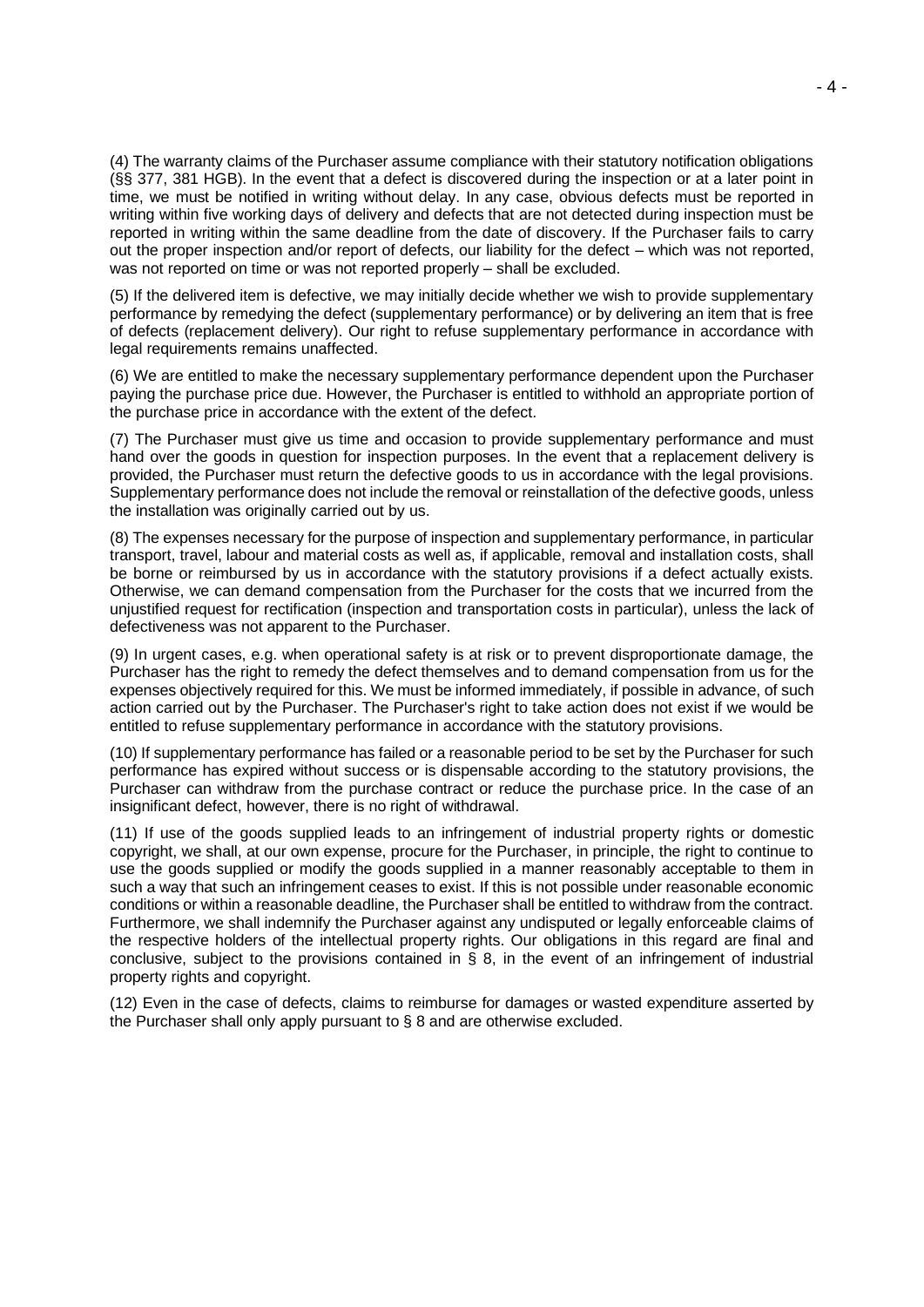(4) The warranty claims of the Purchaser assume compliance with their statutory notification obligations (§§ 377, 381 HGB). In the event that a defect is discovered during the inspection or at a later point in time, we must be notified in writing without delay. In any case, obvious defects must be reported in writing within five working days of delivery and defects that are not detected during inspection must be reported in writing within the same deadline from the date of discovery. If the Purchaser fails to carry out the proper inspection and/or report of defects, our liability for the defect – which was not reported, was not reported on time or was not reported properly – shall be excluded.

(5) If the delivered item is defective, we may initially decide whether we wish to provide supplementary performance by remedying the defect (supplementary performance) or by delivering an item that is free of defects (replacement delivery). Our right to refuse supplementary performance in accordance with legal requirements remains unaffected.

(6) We are entitled to make the necessary supplementary performance dependent upon the Purchaser paying the purchase price due. However, the Purchaser is entitled to withhold an appropriate portion of the purchase price in accordance with the extent of the defect.

(7) The Purchaser must give us time and occasion to provide supplementary performance and must hand over the goods in question for inspection purposes. In the event that a replacement delivery is provided, the Purchaser must return the defective goods to us in accordance with the legal provisions. Supplementary performance does not include the removal or reinstallation of the defective goods, unless the installation was originally carried out by us.

(8) The expenses necessary for the purpose of inspection and supplementary performance, in particular transport, travel, labour and material costs as well as, if applicable, removal and installation costs, shall be borne or reimbursed by us in accordance with the statutory provisions if a defect actually exists. Otherwise, we can demand compensation from the Purchaser for the costs that we incurred from the unjustified request for rectification (inspection and transportation costs in particular), unless the lack of defectiveness was not apparent to the Purchaser.

(9) In urgent cases, e.g. when operational safety is at risk or to prevent disproportionate damage, the Purchaser has the right to remedy the defect themselves and to demand compensation from us for the expenses objectively required for this. We must be informed immediately, if possible in advance, of such action carried out by the Purchaser. The Purchaser's right to take action does not exist if we would be entitled to refuse supplementary performance in accordance with the statutory provisions.

(10) If supplementary performance has failed or a reasonable period to be set by the Purchaser for such performance has expired without success or is dispensable according to the statutory provisions, the Purchaser can withdraw from the purchase contract or reduce the purchase price. In the case of an insignificant defect, however, there is no right of withdrawal.

(11) If use of the goods supplied leads to an infringement of industrial property rights or domestic copyright, we shall, at our own expense, procure for the Purchaser, in principle, the right to continue to use the goods supplied or modify the goods supplied in a manner reasonably acceptable to them in such a way that such an infringement ceases to exist. If this is not possible under reasonable economic conditions or within a reasonable deadline, the Purchaser shall be entitled to withdraw from the contract. Furthermore, we shall indemnify the Purchaser against any undisputed or legally enforceable claims of the respective holders of the intellectual property rights. Our obligations in this regard are final and conclusive, subject to the provisions contained in § 8, in the event of an infringement of industrial property rights and copyright.

(12) Even in the case of defects, claims to reimburse for damages or wasted expenditure asserted by the Purchaser shall only apply pursuant to § 8 and are otherwise excluded.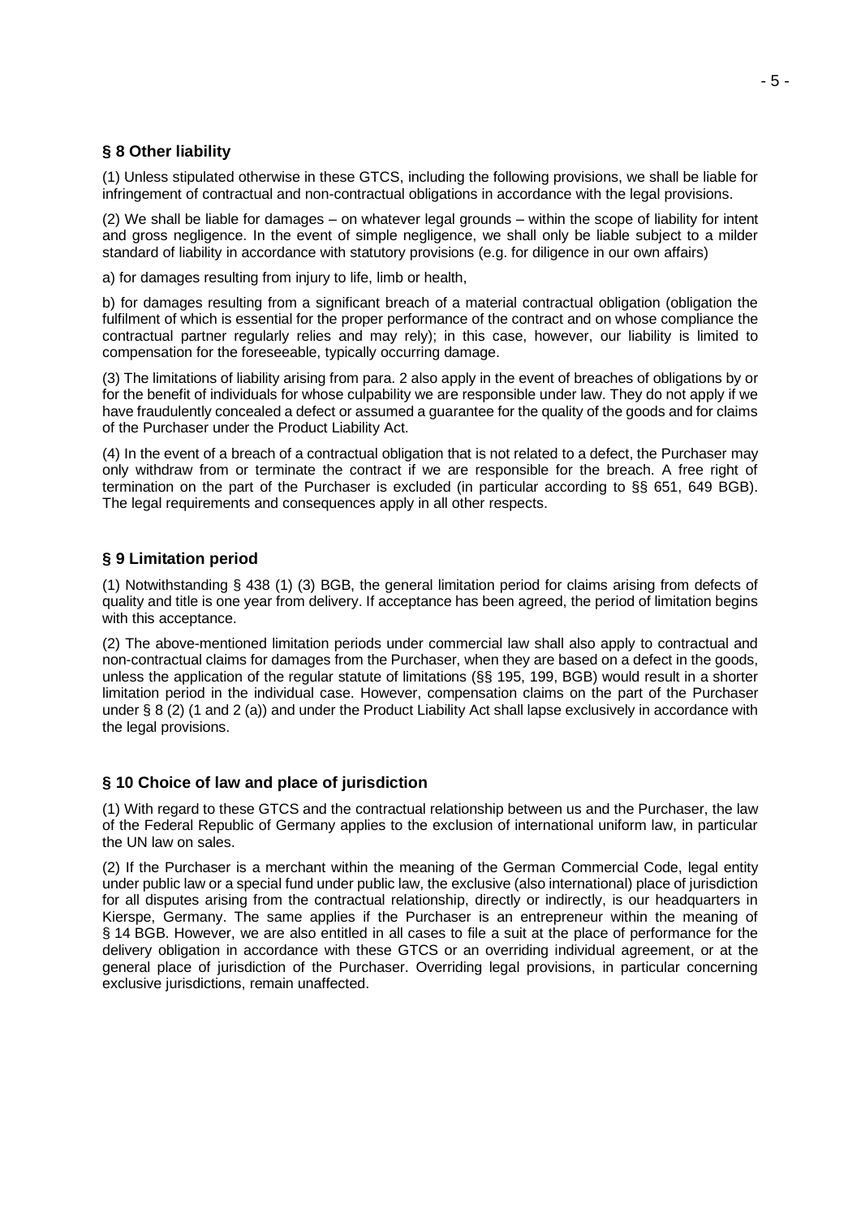## § 8 Other liability

(1) Unless stipulated otherwise in these GTCS, including the following provisions, we shall be liable for infringement of contractual and non-contractual obligations in accordance with the legal provisions.

(2) We shall be liable for damages – on whatever legal grounds – within the scope of liability for intent and gross negligence. In the event of simple negligence, we shall only be liable subject to a milder standard of liability in accordance with statutory provisions (e.g. for diligence in our own affairs)

a) for damages resulting from injury to life, limb or health,

b) for damages resulting from a significant breach of a material contractual obligation (obligation the fulfilment of which is essential for the proper performance of the contract and on whose compliance the contractual partner regularly relies and may rely); in this case, however, our liability is limited to compensation for the foreseeable, typically occurring damage.

(3) The limitations of liability arising from para. 2 also apply in the event of breaches of obligations by or for the benefit of individuals for whose culpability we are responsible under law. They do not apply if we have fraudulently concealed a defect or assumed a guarantee for the quality of the goods and for claims of the Purchaser under the Product Liability Act.

(4) In the event of a breach of a contractual obligation that is not related to a defect, the Purchaser may only withdraw from or terminate the contract if we are responsible for the breach. A free right of termination on the part of the Purchaser is excluded (in particular according to §§ 651, 649 BGB). The legal requirements and consequences apply in all other respects.

## § 9 Limitation period

(1) Notwithstanding § 438 (1) (3) BGB, the general limitation period for claims arising from defects of quality and title is one year from delivery. If acceptance has been agreed, the period of limitation begins with this acceptance.

(2) The above-mentioned limitation periods under commercial law shall also apply to contractual and non-contractual claims for damages from the Purchaser, when they are based on a defect in the goods, unless the application of the regular statute of limitations (§§ 195, 199, BGB) would result in a shorter limitation period in the individual case. However, compensation claims on the part of the Purchaser under § 8 (2) (1 and 2 (a)) and under the Product Liability Act shall lapse exclusively in accordance with the legal provisions.

## § 10 Choice of law and place of jurisdiction

(1) With regard to these GTCS and the contractual relationship between us and the Purchaser, the law of the Federal Republic of Germany applies to the exclusion of international uniform law, in particular the UN law on sales.

(2) If the Purchaser is a merchant within the meaning of the German Commercial Code, legal entity under public law or a special fund under public law, the exclusive (also international) place of jurisdiction for all disputes arising from the contractual relationship, directly or indirectly, is our headquarters in Kierspe, Germany. The same applies if the Purchaser is an entrepreneur within the meaning of § 14 BGB. However, we are also entitled in all cases to file a suit at the place of performance for the delivery obligation in accordance with these GTCS or an overriding individual agreement, or at the general place of jurisdiction of the Purchaser. Overriding legal provisions, in particular concerning exclusive jurisdictions, remain unaffected.